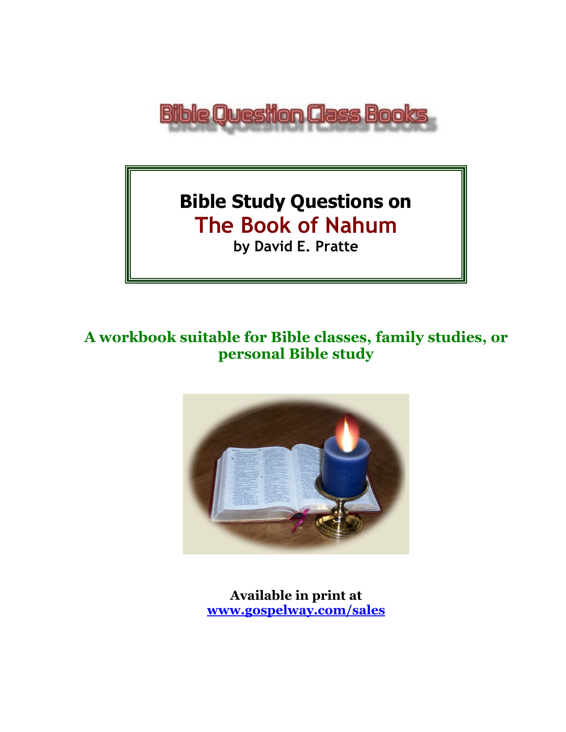Bible Question Class Books

# Bible Study Questions on
# The Book of Nahum
### by David E. Pratte

**A workbook suitable for Bible classes, family studies, or personal Bible study**

**Available in print at**
**[www.gospelway.com/sales](http://www.gospelway.com/sales)**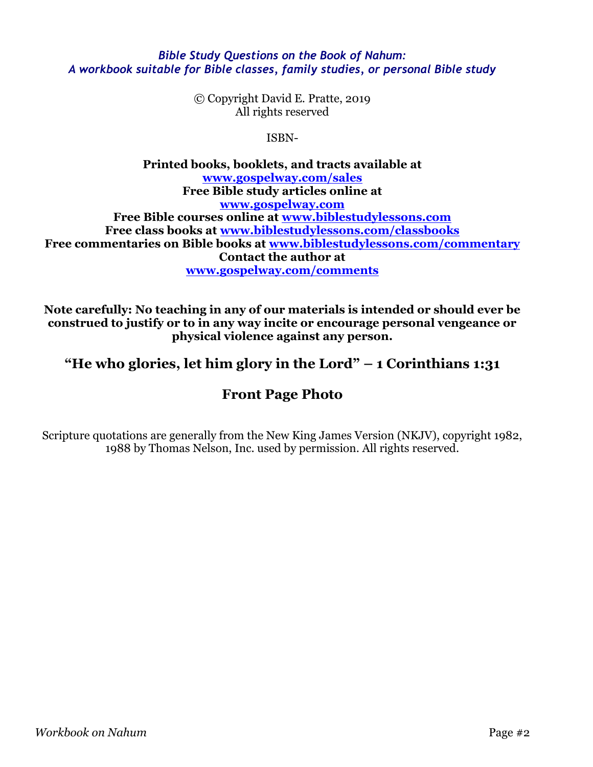*Bible Study Questions on the Book of Nahum:*
*A workbook suitable for Bible classes, family studies, or personal Bible study*

© Copyright David E. Pratte, 2019
All rights reserved

ISBN-

**Printed books, booklets, and tracts available at**
**www.gospelway.com/sales**
**Free Bible study articles online at**
**www.gospelway.com**
**Free Bible courses online at www.biblestudylessons.com**
**Free class books at www.biblestudylessons.com/classbooks**
**Free commentaries on Bible books at www.biblestudylessons.com/commentary**
**Contact the author at**
**www.gospelway.com/comments**

**Note carefully: No teaching in any of our materials is intended or should ever be construed to justify or to in any way incite or encourage personal vengeance or physical violence against any person.**

## "He who glories, let him glory in the Lord" – 1 Corinthians 1:31

## Front Page Photo

Scripture quotations are generally from the New King James Version (NKJV), copyright 1982, 1988 by Thomas Nelson, Inc. used by permission. All rights reserved.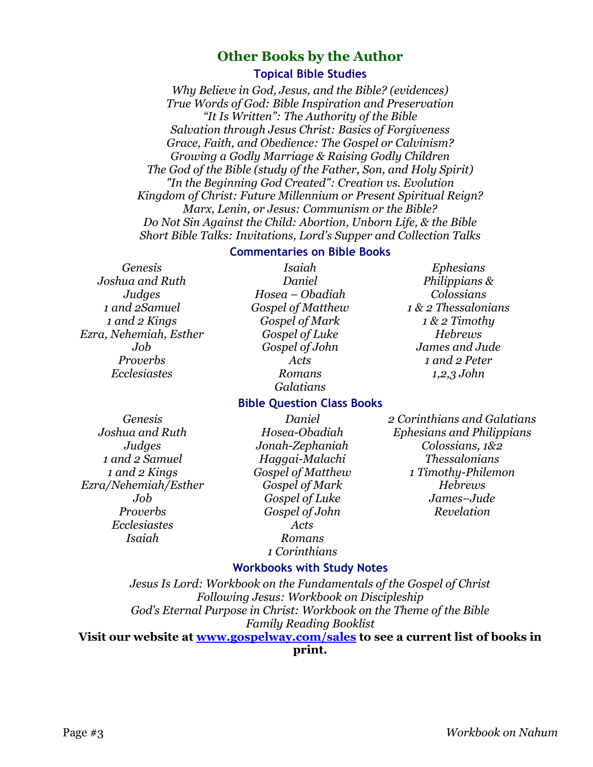## Other Books by the Author

### Topical Bible Studies

*Why Believe in God, Jesus, and the Bible? (evidences)*
*True Words of God: Bible Inspiration and Preservation*
*"It Is Written": The Authority of the Bible*
*Salvation through Jesus Christ: Basics of Forgiveness*
*Grace, Faith, and Obedience: The Gospel or Calvinism?*
*Growing a Godly Marriage & Raising Godly Children*
*The God of the Bible (study of the Father, Son, and Holy Spirit)*
*"In the Beginning God Created": Creation vs. Evolution*
*Kingdom of Christ: Future Millennium or Present Spiritual Reign?*
*Marx, Lenin, or Jesus: Communism or the Bible?*
*Do Not Sin Against the Child: Abortion, Unborn Life, & the Bible*
*Short Bible Talks: Invitations, Lord's Supper and Collection Talks*

### Commentaries on Bible Books

*Genesis*
*Joshua and Ruth*
*Judges*
*1 and 2Samuel*
*1 and 2 Kings*
*Ezra, Nehemiah, Esther*
*Job*
*Proverbs*
*Ecclesiastes*
*Isaiah*
*Daniel*
*Hosea – Obadiah*
*Gospel of Matthew*
*Gospel of Mark*
*Gospel of Luke*
*Gospel of John*
*Acts*
*Romans*
*Galatians*
*Ephesians*
*Philippians & Colossians*
*1 & 2 Thessalonians*
*1 & 2 Timothy*
*Hebrews*
*James and Jude*
*1 and 2 Peter*
*1,2,3 John*

### Bible Question Class Books

*Genesis*
*Joshua and Ruth*
*Judges*
*1 and 2 Samuel*
*1 and 2 Kings*
*Ezra/Nehemiah/Esther*
*Job*
*Proverbs*
*Ecclesiastes*
*Isaiah*
*Daniel*
*Hosea-Obadiah*
*Jonah-Zephaniah*
*Haggai-Malachi*
*Gospel of Matthew*
*Gospel of Mark*
*Gospel of Luke*
*Gospel of John*
*Acts*
*Romans*
*1 Corinthians*
*2 Corinthians and Galatians*
*Ephesians and Philippians*
*Colossians, 1&2 Thessalonians*
*1 Timothy-Philemon*
*Hebrews*
*James–Jude*
*Revelation*

### Workbooks with Study Notes

*Jesus Is Lord: Workbook on the Fundamentals of the Gospel of Christ*
*Following Jesus: Workbook on Discipleship*
*God's Eternal Purpose in Christ: Workbook on the Theme of the Bible*
*Family Reading Booklist*

**Visit our website at [www.gospelway.com/sales](www.gospelway.com/sales) to see a current list of books in print.**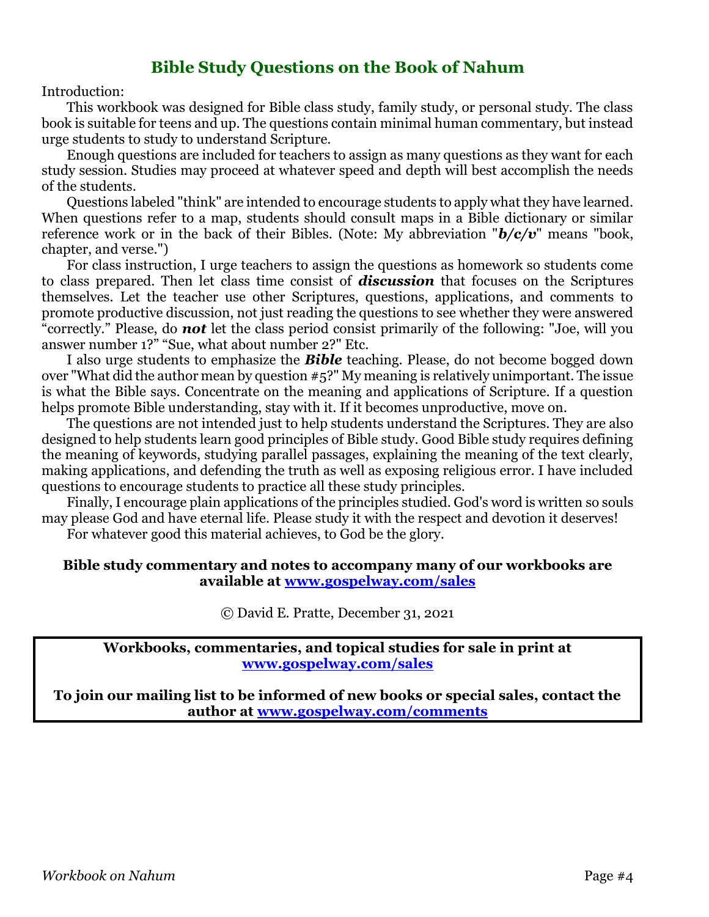# Bible Study Questions on the Book of Nahum

Introduction:

This workbook was designed for Bible class study, family study, or personal study. The class book is suitable for teens and up. The questions contain minimal human commentary, but instead urge students to study to understand Scripture.

Enough questions are included for teachers to assign as many questions as they want for each study session. Studies may proceed at whatever speed and depth will best accomplish the needs of the students.

Questions labeled "think" are intended to encourage students to apply what they have learned. When questions refer to a map, students should consult maps in a Bible dictionary or similar reference work or in the back of their Bibles. (Note: My abbreviation "***b/c/v***" means "book, chapter, and verse.")

For class instruction, I urge teachers to assign the questions as homework so students come to class prepared. Then let class time consist of ***discussion*** that focuses on the Scriptures themselves. Let the teacher use other Scriptures, questions, applications, and comments to promote productive discussion, not just reading the questions to see whether they were answered "correctly." Please, do ***not*** let the class period consist primarily of the following: "Joe, will you answer number 1?" "Sue, what about number 2?" Etc.

I also urge students to emphasize the ***Bible*** teaching. Please, do not become bogged down over "What did the author mean by question #5?" My meaning is relatively unimportant. The issue is what the Bible says. Concentrate on the meaning and applications of Scripture. If a question helps promote Bible understanding, stay with it. If it becomes unproductive, move on.

The questions are not intended just to help students understand the Scriptures. They are also designed to help students learn good principles of Bible study. Good Bible study requires defining the meaning of keywords, studying parallel passages, explaining the meaning of the text clearly, making applications, and defending the truth as well as exposing religious error. I have included questions to encourage students to practice all these study principles.

Finally, I encourage plain applications of the principles studied. God's word is written so souls may please God and have eternal life. Please study it with the respect and devotion it deserves!

For whatever good this material achieves, to God be the glory.

**Bible study commentary and notes to accompany many of our workbooks are available at [www.gospelway.com/sales](www.gospelway.com/sales)**

© David E. Pratte, December 31, 2021

**Workbooks, commentaries, and topical studies for sale in print at [www.gospelway.com/sales](www.gospelway.com/sales)**

**To join our mailing list to be informed of new books or special sales, contact the author at [www.gospelway.com/comments](www.gospelway.com/comments)**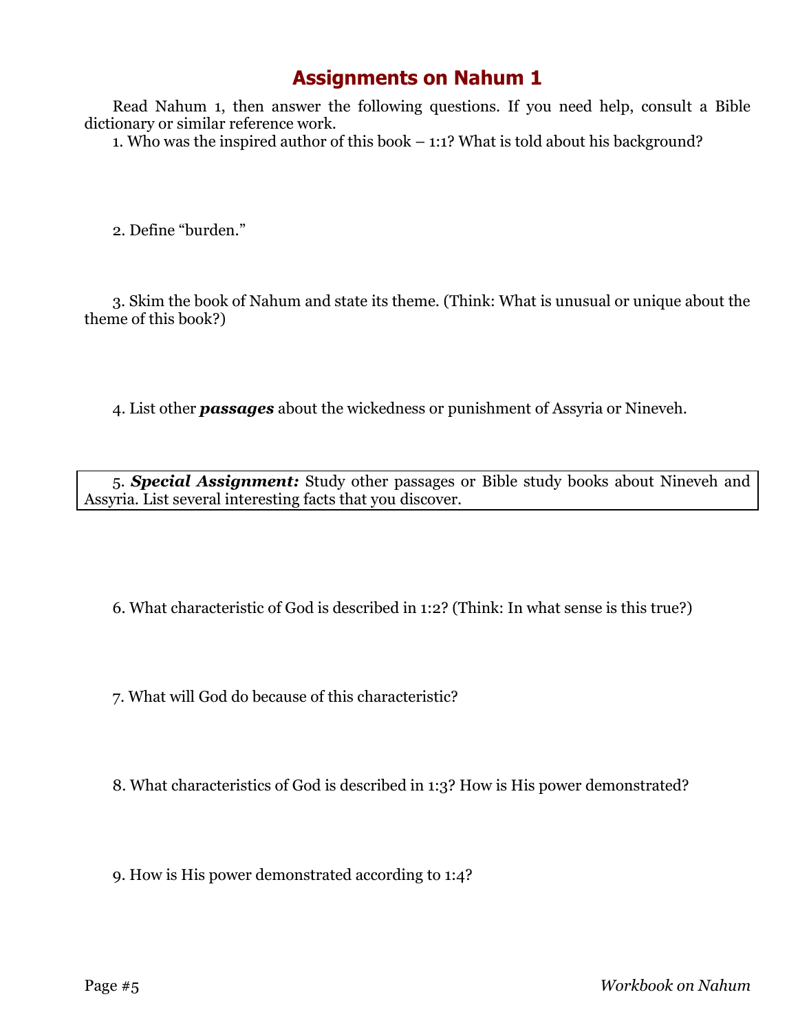# Assignments on Nahum 1

Read Nahum 1, then answer the following questions. If you need help, consult a Bible dictionary or similar reference work.

1. Who was the inspired author of this book – 1:1? What is told about his background?

2. Define "burden."

3. Skim the book of Nahum and state its theme. (Think: What is unusual or unique about the theme of this book?)

4. List other ***passages*** about the wickedness or punishment of Assyria or Nineveh.

5. ***Special Assignment:*** Study other passages or Bible study books about Nineveh and Assyria. List several interesting facts that you discover.

6. What characteristic of God is described in 1:2? (Think: In what sense is this true?)

7. What will God do because of this characteristic?

8. What characteristics of God is described in 1:3? How is His power demonstrated?

9. How is His power demonstrated according to 1:4?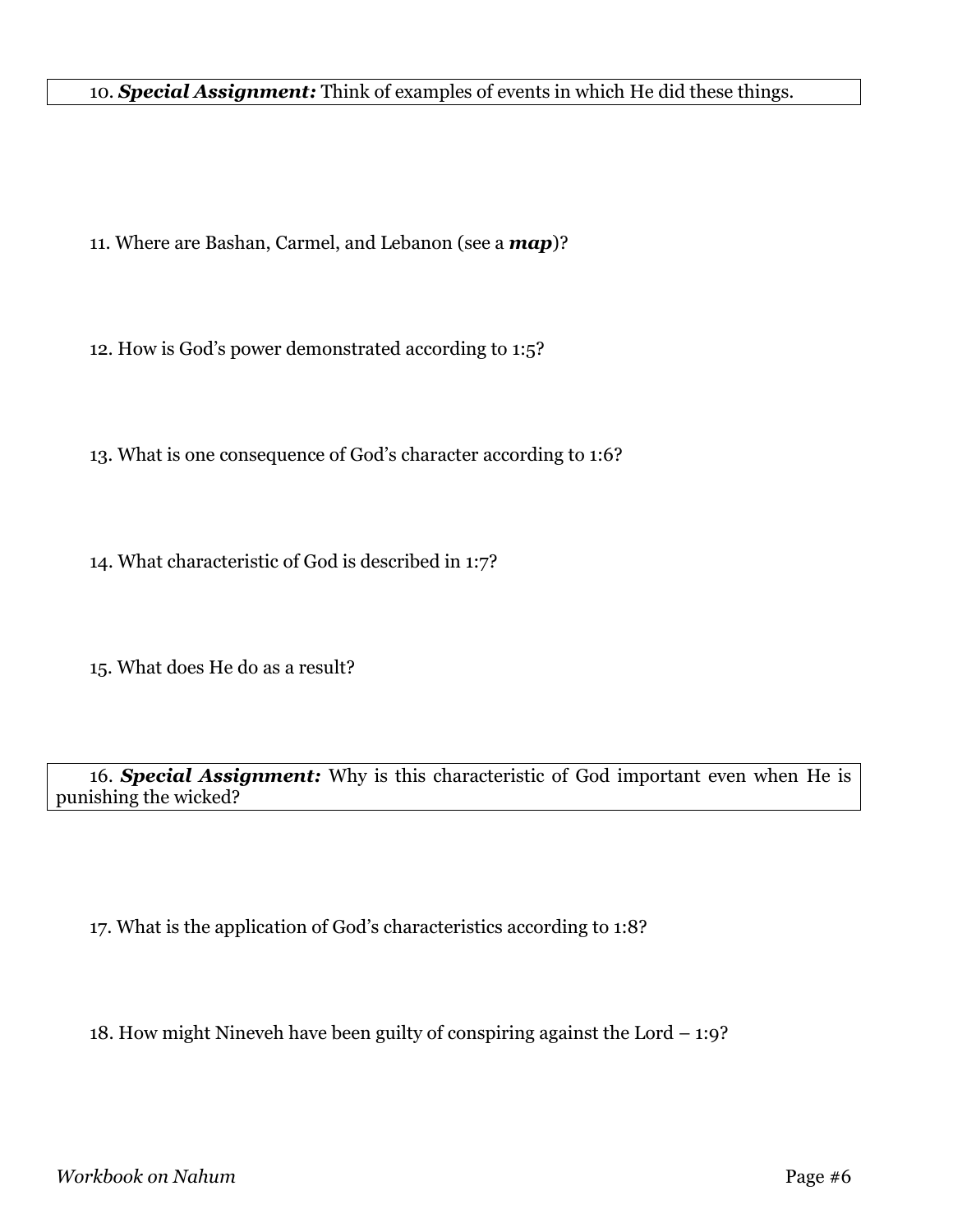10. ***Special Assignment:*** Think of examples of events in which He did these things.

11. Where are Bashan, Carmel, and Lebanon (see a ***map***)?

12. How is God's power demonstrated according to 1:5?

13. What is one consequence of God's character according to 1:6?

14. What characteristic of God is described in 1:7?

15. What does He do as a result?

16. ***Special Assignment:*** Why is this characteristic of God important even when He is punishing the wicked?

17. What is the application of God's characteristics according to 1:8?

18. How might Nineveh have been guilty of conspiring against the Lord – 1:9?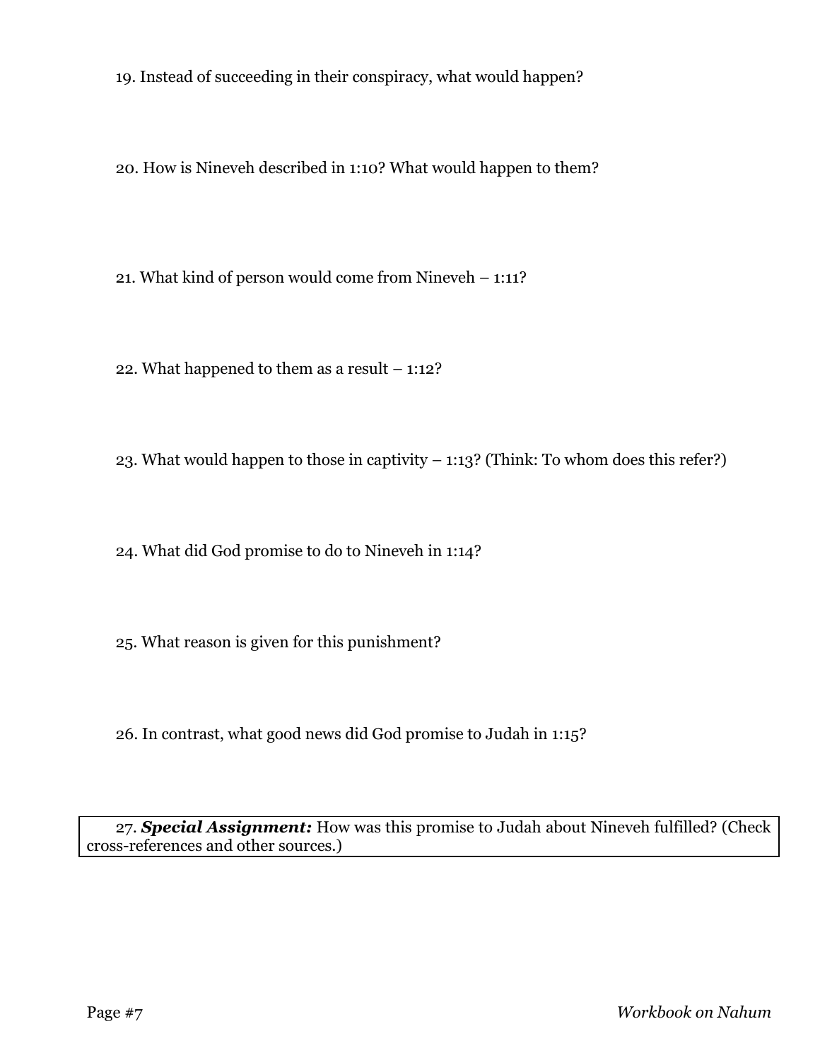19. Instead of succeeding in their conspiracy, what would happen?

20. How is Nineveh described in 1:10? What would happen to them?

21. What kind of person would come from Nineveh – 1:11?

22. What happened to them as a result – 1:12?

23. What would happen to those in captivity – 1:13? (Think: To whom does this refer?)

24. What did God promise to do to Nineveh in 1:14?

25. What reason is given for this punishment?

26. In contrast, what good news did God promise to Judah in 1:15?

27. ***Special Assignment:*** How was this promise to Judah about Nineveh fulfilled? (Check cross-references and other sources.)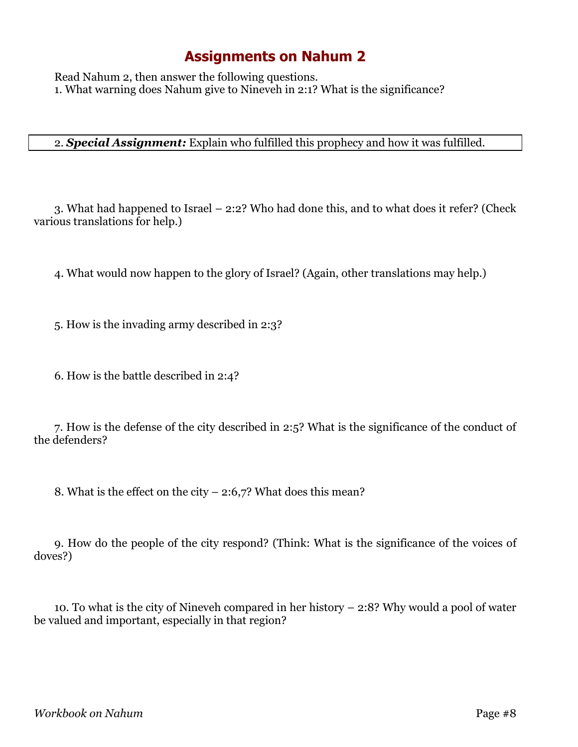# Assignments on Nahum 2

Read Nahum 2, then answer the following questions.

1. What warning does Nahum give to Nineveh in 2:1? What is the significance?

2. ***Special Assignment:*** Explain who fulfilled this prophecy and how it was fulfilled.

3. What had happened to Israel – 2:2? Who had done this, and to what does it refer? (Check various translations for help.)

4. What would now happen to the glory of Israel? (Again, other translations may help.)

5. How is the invading army described in 2:3?

6. How is the battle described in 2:4?

7. How is the defense of the city described in 2:5? What is the significance of the conduct of the defenders?

8. What is the effect on the city – 2:6,7? What does this mean?

9. How do the people of the city respond? (Think: What is the significance of the voices of doves?)

10. To what is the city of Nineveh compared in her history – 2:8? Why would a pool of water be valued and important, especially in that region?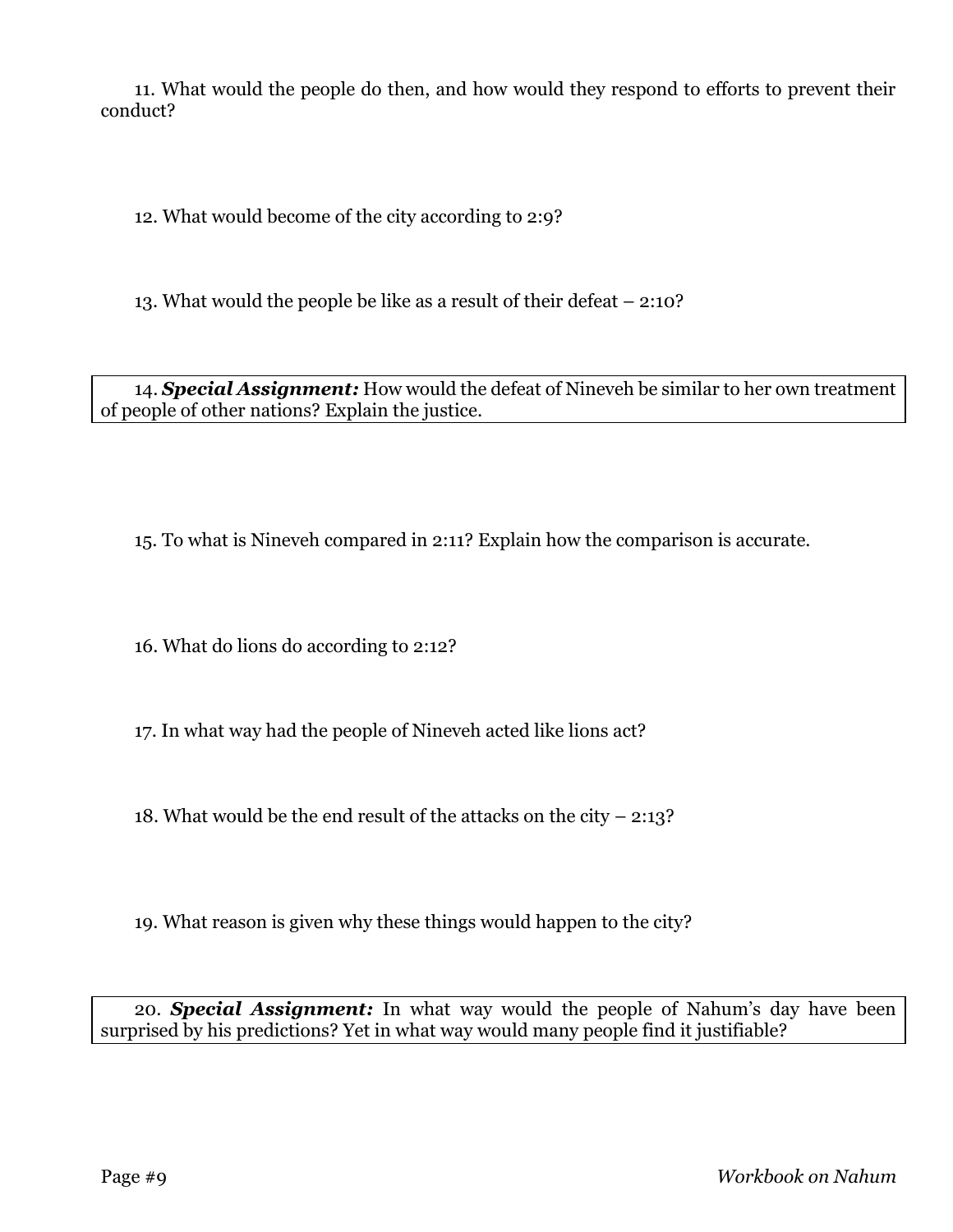11. What would the people do then, and how would they respond to efforts to prevent their conduct?

12. What would become of the city according to 2:9?

13. What would the people be like as a result of their defeat – 2:10?

14. ***Special Assignment:*** How would the defeat of Nineveh be similar to her own treatment of people of other nations? Explain the justice.

15. To what is Nineveh compared in 2:11? Explain how the comparison is accurate.

16. What do lions do according to 2:12?

17. In what way had the people of Nineveh acted like lions act?

18. What would be the end result of the attacks on the city – 2:13?

19. What reason is given why these things would happen to the city?

20. ***Special Assignment:*** In what way would the people of Nahum's day have been surprised by his predictions? Yet in what way would many people find it justifiable?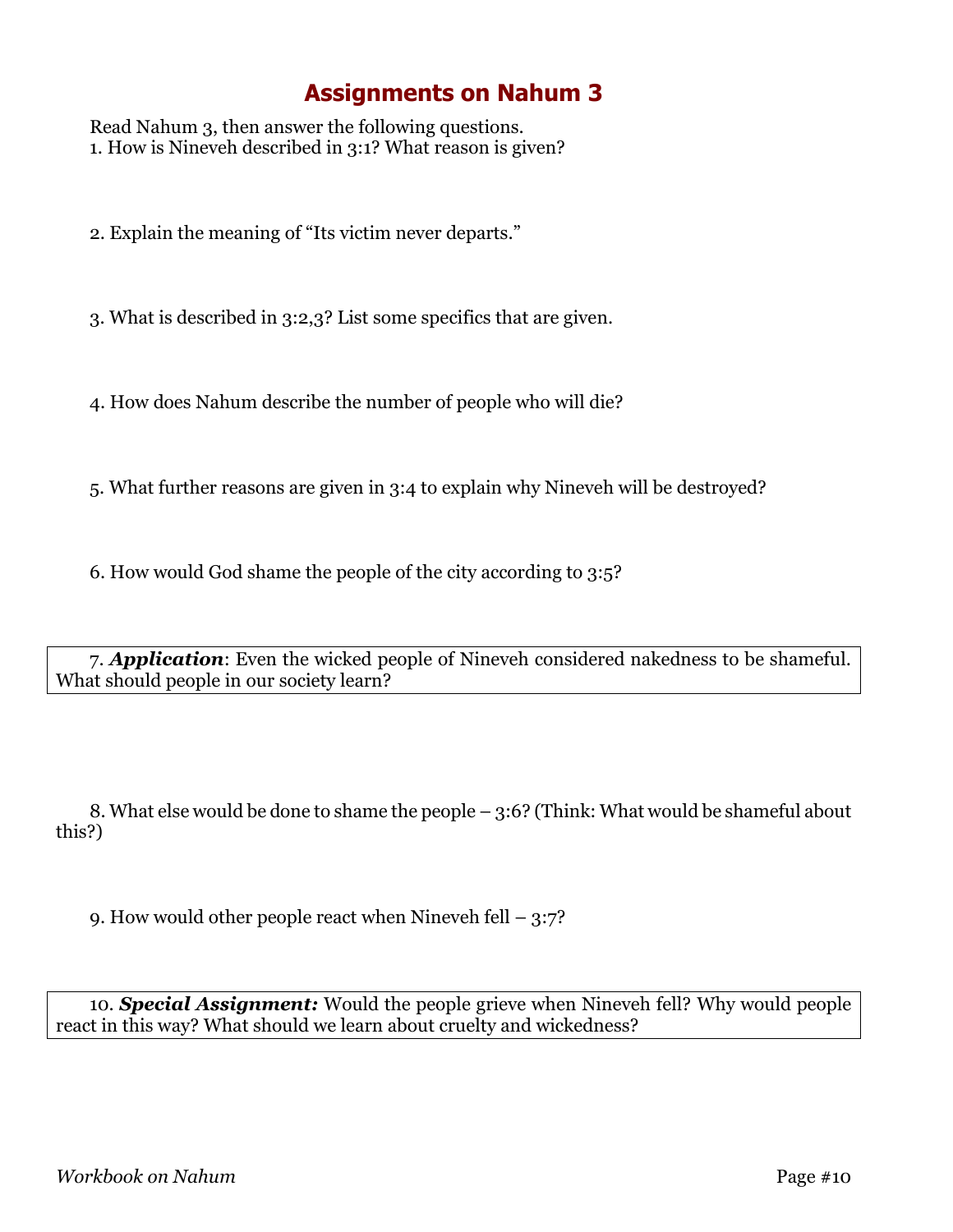# Assignments on Nahum 3

Read Nahum 3, then answer the following questions.

1. How is Nineveh described in 3:1? What reason is given?

2. Explain the meaning of "Its victim never departs."

3. What is described in 3:2,3? List some specifics that are given.

4. How does Nahum describe the number of people who will die?

5. What further reasons are given in 3:4 to explain why Nineveh will be destroyed?

6. How would God shame the people of the city according to 3:5?

7. ***Application***: Even the wicked people of Nineveh considered nakedness to be shameful. What should people in our society learn?

8. What else would be done to shame the people – 3:6? (Think: What would be shameful about this?)

9. How would other people react when Nineveh fell – 3:7?

10. ***Special Assignment:*** Would the people grieve when Nineveh fell? Why would people react in this way? What should we learn about cruelty and wickedness?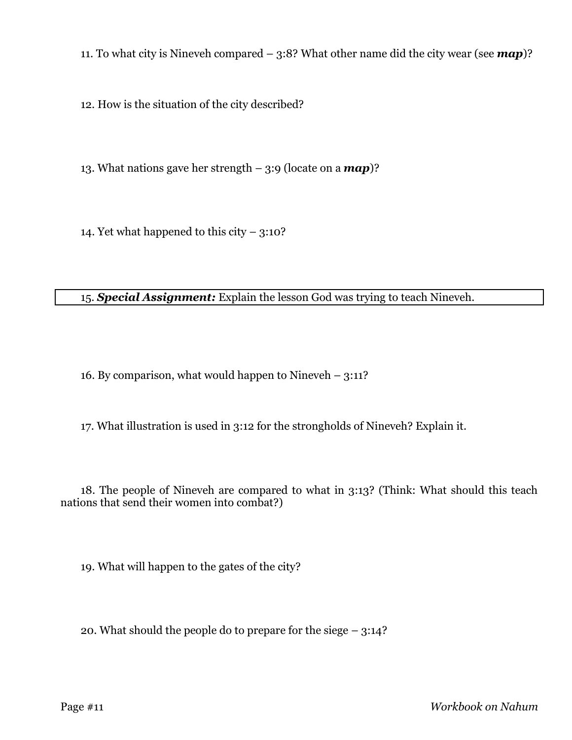11. To what city is Nineveh compared – 3:8? What other name did the city wear (see ***map***)?

12. How is the situation of the city described?

13. What nations gave her strength – 3:9 (locate on a ***map***)?

14. Yet what happened to this city – 3:10?

| 15. ***Special Assignment:*** Explain the lesson God was trying to teach Nineveh. |
| --- |

16. By comparison, what would happen to Nineveh – 3:11?

17. What illustration is used in 3:12 for the strongholds of Nineveh? Explain it.

18. The people of Nineveh are compared to what in 3:13? (Think: What should this teach nations that send their women into combat?)

19. What will happen to the gates of the city?

20. What should the people do to prepare for the siege – 3:14?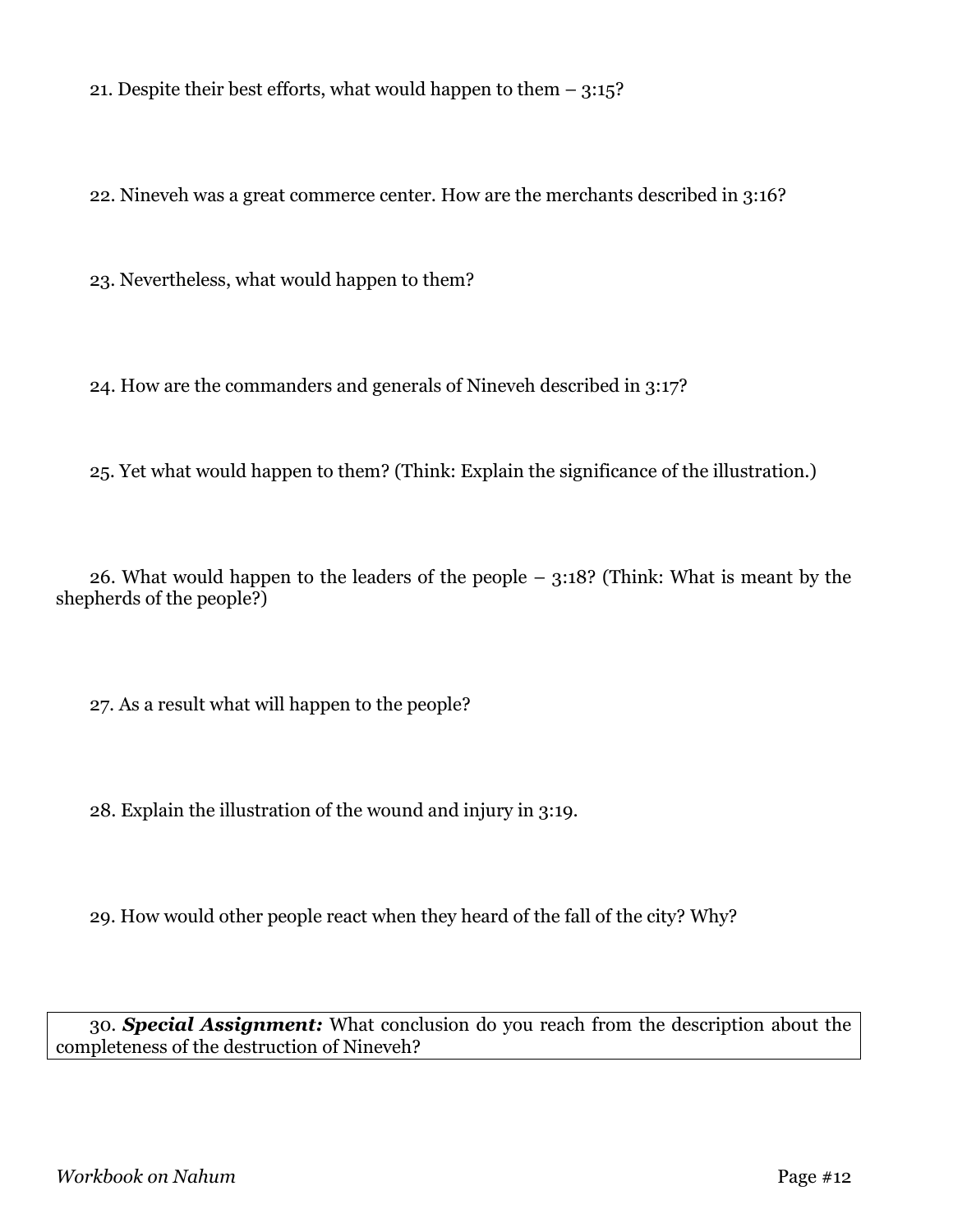21. Despite their best efforts, what would happen to them – 3:15?

22. Nineveh was a great commerce center. How are the merchants described in 3:16?

23. Nevertheless, what would happen to them?

24. How are the commanders and generals of Nineveh described in 3:17?

25. Yet what would happen to them? (Think: Explain the significance of the illustration.)

26. What would happen to the leaders of the people – 3:18? (Think: What is meant by the shepherds of the people?)

27. As a result what will happen to the people?

28. Explain the illustration of the wound and injury in 3:19.

29. How would other people react when they heard of the fall of the city? Why?

30. ***Special Assignment:*** What conclusion do you reach from the description about the completeness of the destruction of Nineveh?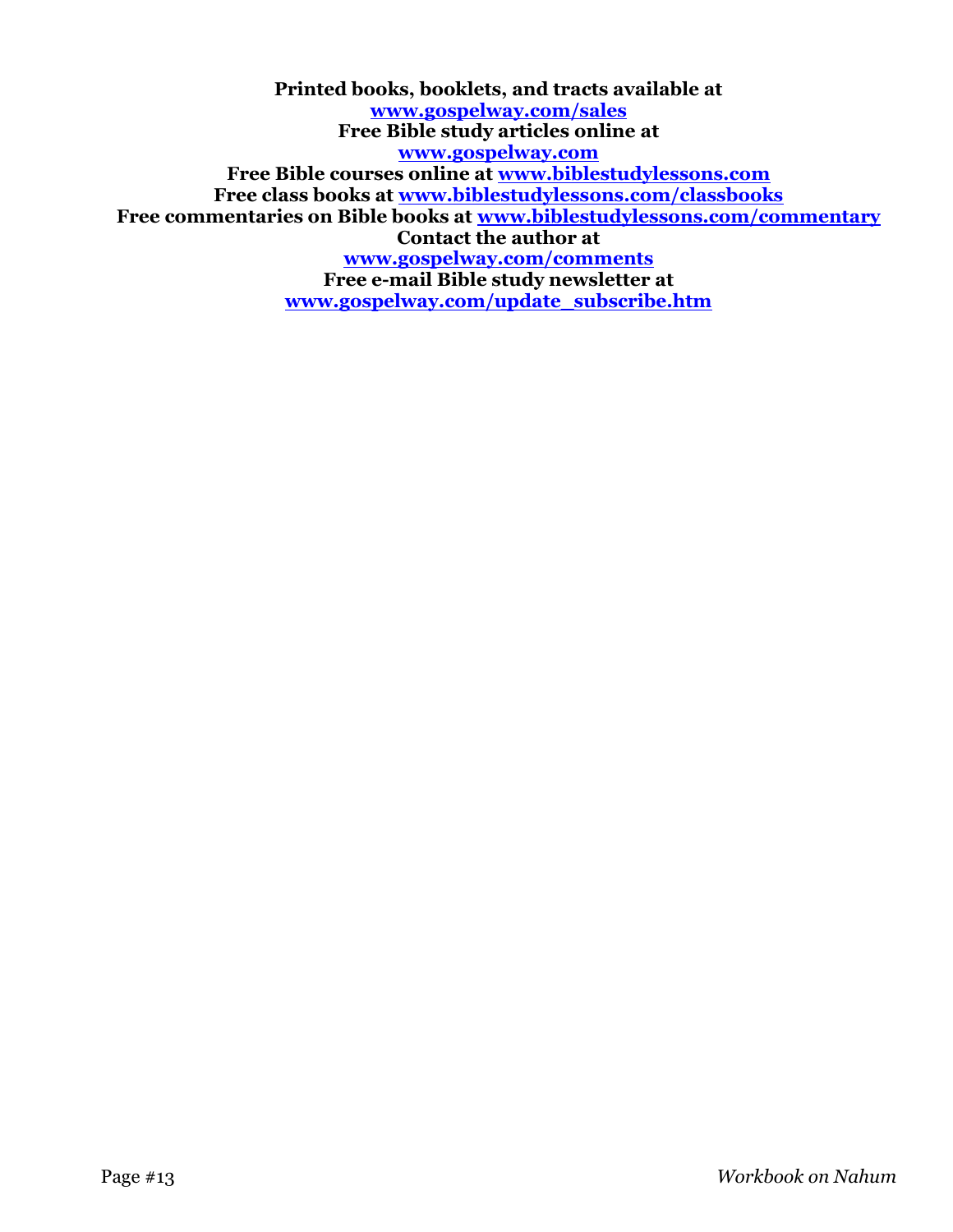**Printed books, booklets, and tracts available at**
**www.gospelway.com/sales**
**Free Bible study articles online at**
**www.gospelway.com**
**Free Bible courses online at www.biblestudylessons.com**
**Free class books at www.biblestudylessons.com/classbooks**
**Free commentaries on Bible books at www.biblestudylessons.com/commentary**
**Contact the author at**
**www.gospelway.com/comments**
**Free e-mail Bible study newsletter at**
**www.gospelway.com/update_subscribe.htm**